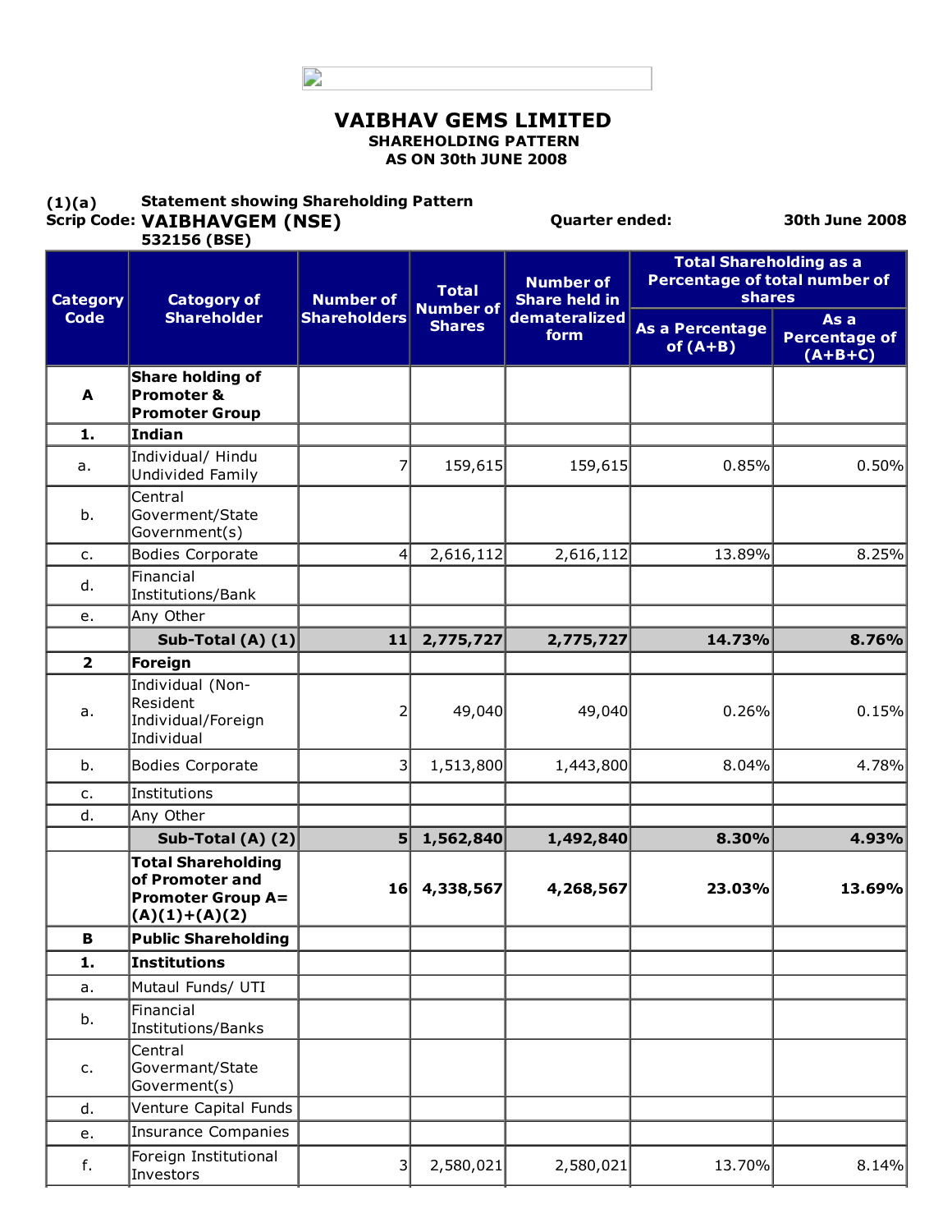# VAIBHAV GEMS LIMITED

**SHAREHOLDING PATTERN**
**AS ON 30th JUNE 2008**

**(1)(a)** **Statement showing Shareholding Pattern**

**Scrip Code: VAIBHAVGEM (NSE)** **Quarter ended:** **30th June 2008**
**532156 (BSE)**

| Category Code | Catogory of Shareholder | Number of Shareholders | Total Number of Shares | Number of Share held in dematerialized form | Total Shareholding as a Percentage of total number of shares | |
|---|---|---|---|---|---|---|
| | | | | | As a Percentage of (A+B) | As a Percentage of (A+B+C) |
| **A** | **Share holding of Promoter & Promoter Group** | | | | | |
| **1.** | **Indian** | | | | | |
| a. | Individual/ Hindu Undivided Family | 7 | 159,615 | 159,615 | 0.85% | 0.50% |
| b. | Central Goverment/State Government(s) | | | | | |
| c. | Bodies Corporate | 4 | 2,616,112 | 2,616,112 | 13.89% | 8.25% |
| d. | Financial Institutions/Bank | | | | | |
| e. | Any Other | | | | | |
| | **Sub-Total (A) (1)** | **11** | **2,775,727** | **2,775,727** | **14.73%** | **8.76%** |
| **2** | **Foreign** | | | | | |
| a. | Individual (Non-Resident Individual/Foreign Individual | 2 | 49,040 | 49,040 | 0.26% | 0.15% |
| b. | Bodies Corporate | 3 | 1,513,800 | 1,443,800 | 8.04% | 4.78% |
| c. | Institutions | | | | | |
| d. | Any Other | | | | | |
| | **Sub-Total (A) (2)** | **5** | **1,562,840** | **1,492,840** | **8.30%** | **4.93%** |
| | **Total Shareholding of Promoter and Promoter Group A= (A)(1)+(A)(2)** | **16** | **4,338,567** | **4,268,567** | **23.03%** | **13.69%** |
| **B** | **Public Shareholding** | | | | | |
| **1.** | **Institutions** | | | | | |
| a. | Mutaul Funds/ UTI | | | | | |
| b. | Financial Institutions/Banks | | | | | |
| c. | Central Govermant/State Goverment(s) | | | | | |
| d. | Venture Capital Funds | | | | | |
| e. | Insurance Companies | | | | | |
| f. | Foreign Institutional Investors | 3 | 2,580,021 | 2,580,021 | 13.70% | 8.14% |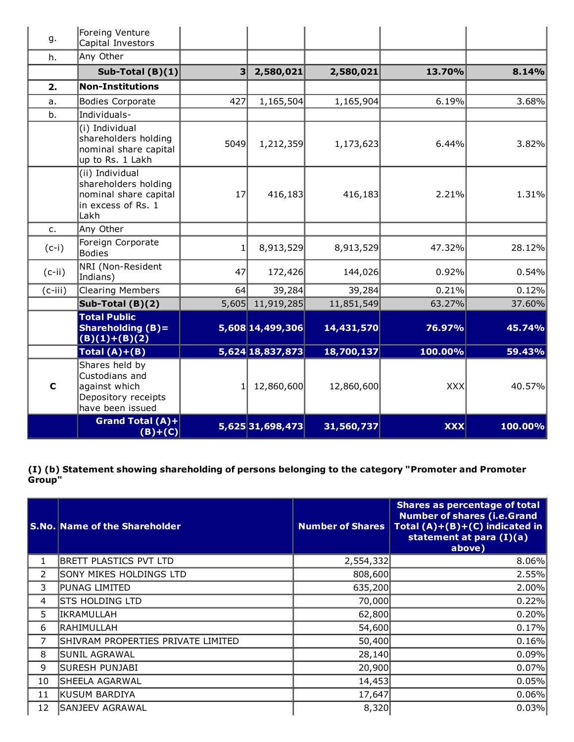| | | | | | | |
|---|---|---|---|---|---|---|
| g. | Foreing Venture Capital Investors | | | | | |
| h. | Any Other | | | | | |
| | **Sub-Total (B)(1)** | **3** | **2,580,021** | **2,580,021** | **13.70%** | **8.14%** |
| **2.** | **Non-Institutions** | | | | | |
| a. | Bodies Corporate | 427 | 1,165,504 | 1,165,904 | 6.19% | 3.68% |
| b. | Individuals- | | | | | |
| | (i) Individual shareholders holding nominal share capital up to Rs. 1 Lakh | 5049 | 1,212,359 | 1,173,623 | 6.44% | 3.82% |
| | (ii) Individual shareholders holding nominal share capital in excess of Rs. 1 Lakh | 17 | 416,183 | 416,183 | 2.21% | 1.31% |
| c. | Any Other | | | | | |
| (c-i) | Foreign Corporate Bodies | 1 | 8,913,529 | 8,913,529 | 47.32% | 28.12% |
| (c-ii) | NRI (Non-Resident Indians) | 47 | 172,426 | 144,026 | 0.92% | 0.54% |
| (c-iii) | Clearing Members | 64 | 39,284 | 39,284 | 0.21% | 0.12% |
| | **Sub-Total (B)(2)** | 5,605 | 11,919,285 | 11,851,549 | 63.27% | 37.60% |
| | **Total Public Shareholding (B)= (B)(1)+(B)(2)** | **5,608** | **14,499,306** | **14,431,570** | **76.97%** | **45.74%** |
| | **Total (A)+(B)** | **5,624** | **18,837,873** | **18,700,137** | **100.00%** | **59.43%** |
| **C** | Shares held by Custodians and against which Depository receipts have been issued | 1 | 12,860,600 | 12,860,600 | XXX | 40.57% |
| | **Grand Total (A)+(B)+(C)** | **5,625** | **31,698,473** | **31,560,737** | **XXX** | **100.00%** |

### (I) (b) Statement showing shareholding of persons belonging to the category "Promoter and Promoter Group"

| S.No. | Name of the Shareholder | Number of Shares | Shares as percentage of total Number of shares (i.e.Grand Total (A)+(B)+(C) indicated in statement at para (I)(a) above) |
|---|---|---|---|
| 1 | BRETT PLASTICS PVT LTD | 2,554,332 | 8.06% |
| 2 | SONY MIKES HOLDINGS LTD | 808,600 | 2.55% |
| 3 | PUNAG LIMITED | 635,200 | 2.00% |
| 4 | STS HOLDING LTD | 70,000 | 0.22% |
| 5 | IKRAMULLAH | 62,800 | 0.20% |
| 6 | RAHIMULLAH | 54,600 | 0.17% |
| 7 | SHIVRAM PROPERTIES PRIVATE LIMITED | 50,400 | 0.16% |
| 8 | SUNIL AGRAWAL | 28,140 | 0.09% |
| 9 | SURESH PUNJABI | 20,900 | 0.07% |
| 10 | SHEELA AGARWAL | 14,453 | 0.05% |
| 11 | KUSUM BARDIYA | 17,647 | 0.06% |
| 12 | SANJEEV AGRAWAL | 8,320 | 0.03% |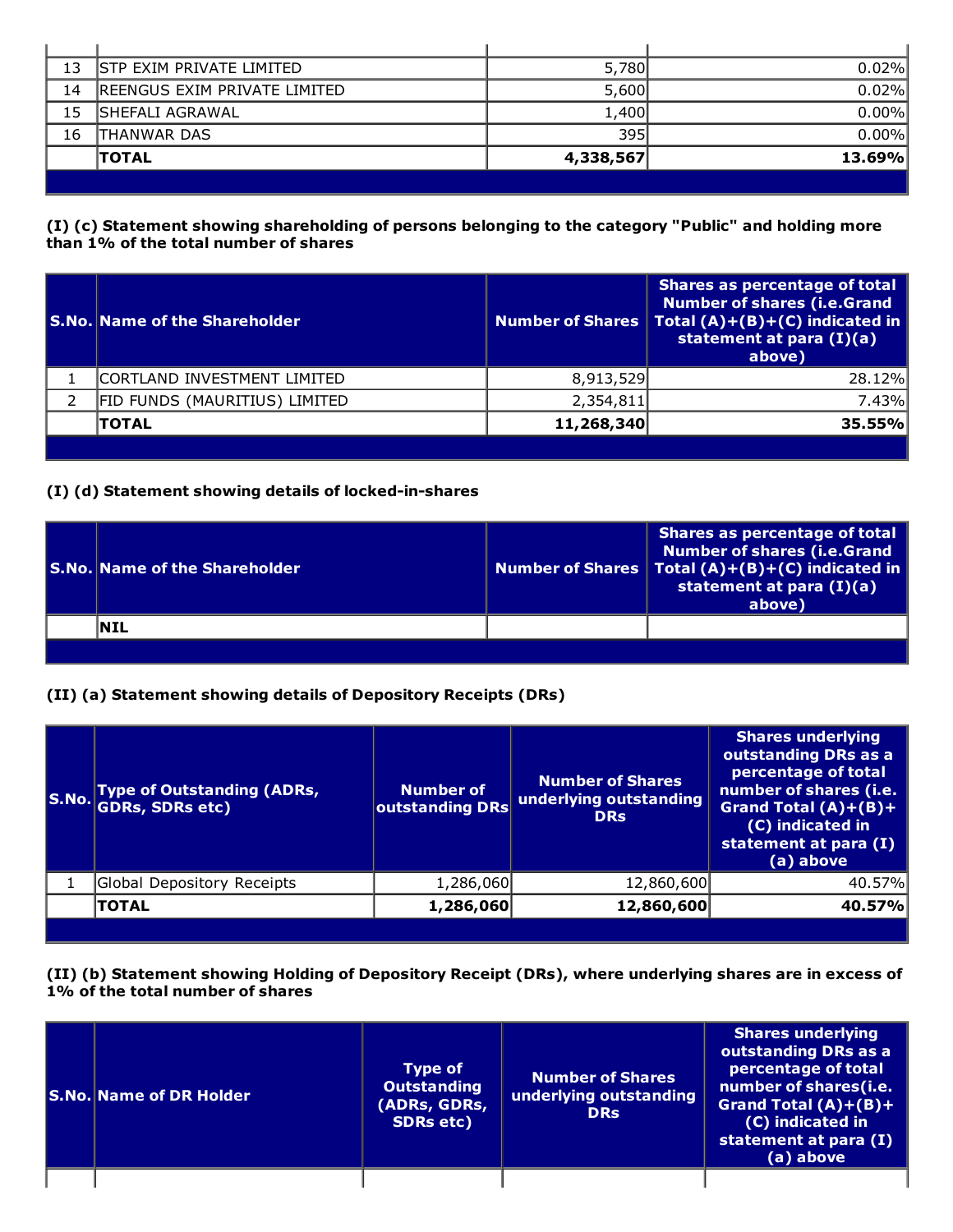| | | | |
|---|---|---|---|
| 13 | STP EXIM PRIVATE LIMITED | 5,780 | 0.02% |
| 14 | REENGUS EXIM PRIVATE LIMITED | 5,600 | 0.02% |
| 15 | SHEFALI AGRAWAL | 1,400 | 0.00% |
| 16 | THANWAR DAS | 395 | 0.00% |
| | **TOTAL** | **4,338,567** | **13.69%** |

**(I) (c) Statement showing shareholding of persons belonging to the category "Public" and holding more than 1% of the total number of shares**

| S.No. | Name of the Shareholder | Number of Shares | Shares as percentage of total Number of shares (i.e.Grand Total (A)+(B)+(C) indicated in statement at para (I)(a) above) |
|---|---|---|---|
| 1 | CORTLAND INVESTMENT LIMITED | 8,913,529 | 28.12% |
| 2 | FID FUNDS (MAURITIUS) LIMITED | 2,354,811 | 7.43% |
| | **TOTAL** | **11,268,340** | **35.55%** |

**(I) (d) Statement showing details of locked-in-shares**

| S.No. | Name of the Shareholder | Number of Shares | Shares as percentage of total Number of shares (i.e.Grand Total (A)+(B)+(C) indicated in statement at para (I)(a) above) |
|---|---|---|---|
| | **NIL** | | |

**(II) (a) Statement showing details of Depository Receipts (DRs)**

| S.No. | Type of Outstanding (ADRs, GDRs, SDRs etc) | Number of outstanding DRs | Number of Shares underlying outstanding DRs | Shares underlying outstanding DRs as a percentage of total number of shares (i.e. Grand Total (A)+(B)+(C) indicated in statement at para (I) (a) above |
|---|---|---|---|---|
| 1 | Global Depository Receipts | 1,286,060 | 12,860,600 | 40.57% |
| | **TOTAL** | **1,286,060** | **12,860,600** | **40.57%** |

**(II) (b) Statement showing Holding of Depository Receipt (DRs), where underlying shares are in excess of 1% of the total number of shares**

| S.No. | Name of DR Holder | Type of Outstanding (ADRs, GDRs, SDRs etc) | Number of Shares underlying outstanding DRs | Shares underlying outstanding DRs as a percentage of total number of shares(i.e. Grand Total (A)+(B)+(C) indicated in statement at para (I) (a) above |
|---|---|---|---|---|
| | | | | |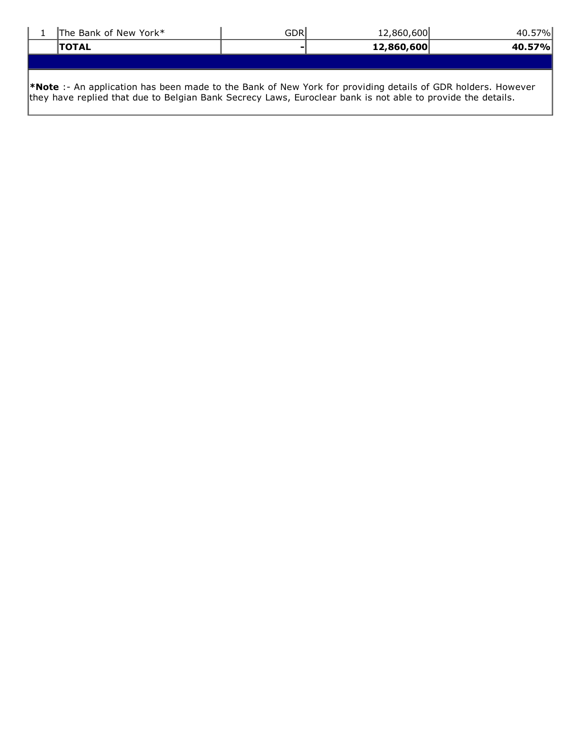| | | | | |
|---|---|---|---|---|
| 1 | The Bank of New York* | GDR | 12,860,600 | 40.57% |
| | **TOTAL** | - | **12,860,600** | **40.57%** |

***Note** :- An application has been made to the Bank of New York for providing details of GDR holders. However they have replied that due to Belgian Bank Secrecy Laws, Euroclear bank is not able to provide the details.